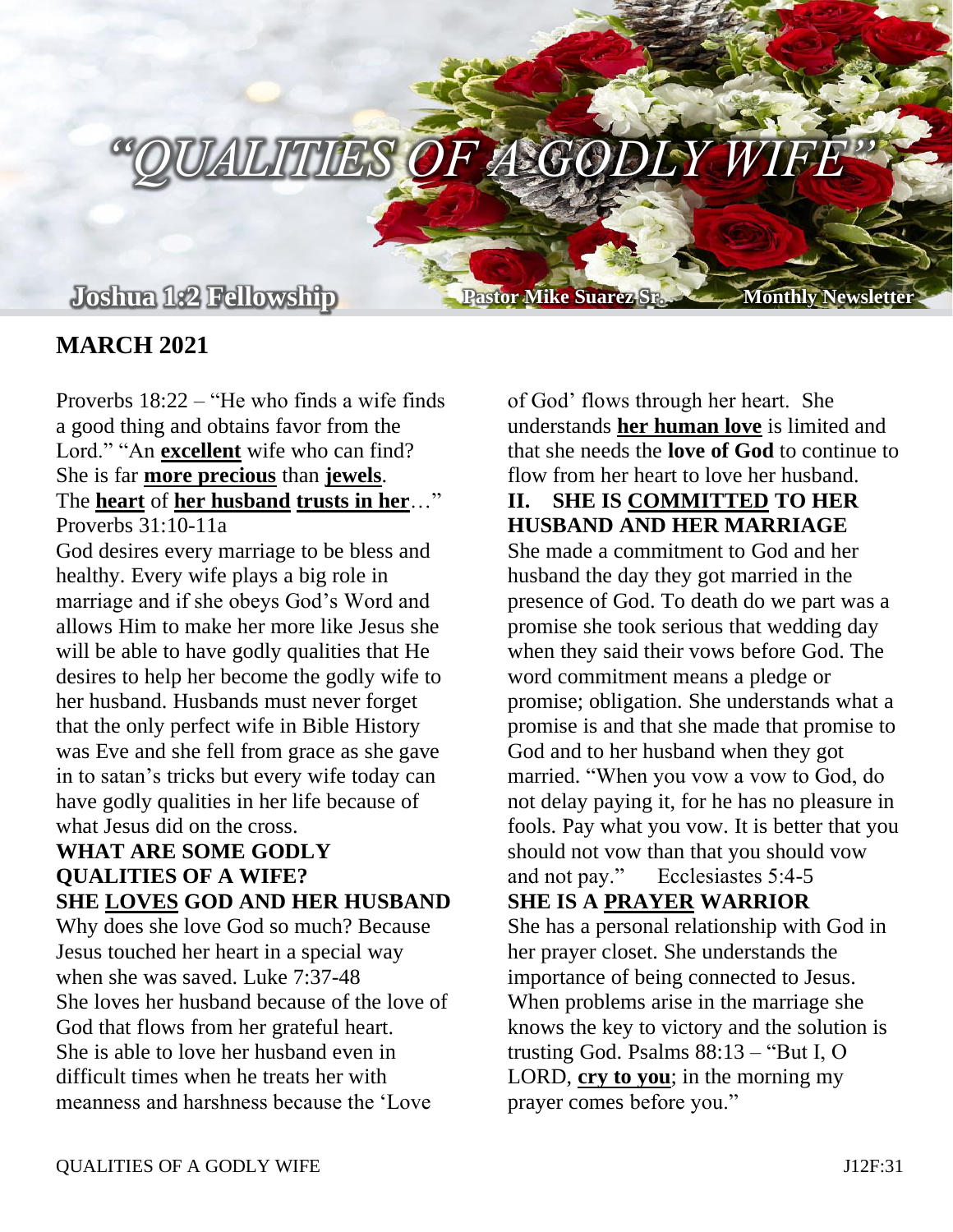# "QUALITIES OF A GODLY WIFE"

**Joshua 1:2 Fellowship** **Pastor Mike Suarez Sr.** **Monthly Newsletter**

## MARCH 2021

Proverbs 18:22 – "He who finds a wife finds a good thing and obtains favor from the Lord." "An **excellent** wife who can find? She is far **more precious** than **jewels**. The **heart** of **her husband** **trusts in her**…" Proverbs 31:10-11a

God desires every marriage to be bless and healthy. Every wife plays a big role in marriage and if she obeys God's Word and allows Him to make her more like Jesus she will be able to have godly qualities that He desires to help her become the godly wife to her husband. Husbands must never forget that the only perfect wife in Bible History was Eve and she fell from grace as she gave in to satan's tricks but every wife today can have godly qualities in her life because of what Jesus did on the cross.

### WHAT ARE SOME GODLY QUALITIES OF A WIFE?

### SHE LOVES GOD AND HER HUSBAND

Why does she love God so much? Because Jesus touched her heart in a special way when she was saved. Luke 7:37-48

She loves her husband because of the love of God that flows from her grateful heart. She is able to love her husband even in difficult times when he treats her with meanness and harshness because the 'Love of God' flows through her heart. She understands **her human love** is limited and that she needs the **love of God** to continue to flow from her heart to love her husband.

### II. SHE IS COMMITTED TO HER HUSBAND AND HER MARRIAGE

She made a commitment to God and her husband the day they got married in the presence of God. To death do we part was a promise she took serious that wedding day when they said their vows before God. The word commitment means a pledge or promise; obligation. She understands what a promise is and that she made that promise to God and to her husband when they got married. "When you vow a vow to God, do not delay paying it, for he has no pleasure in fools. Pay what you vow. It is better that you should not vow than that you should vow and not pay." Ecclesiastes 5:4-5

### SHE IS A PRAYER WARRIOR

She has a personal relationship with God in her prayer closet. She understands the importance of being connected to Jesus. When problems arise in the marriage she knows the key to victory and the solution is trusting God. Psalms 88:13 – "But I, O LORD, **cry to you**; in the morning my prayer comes before you."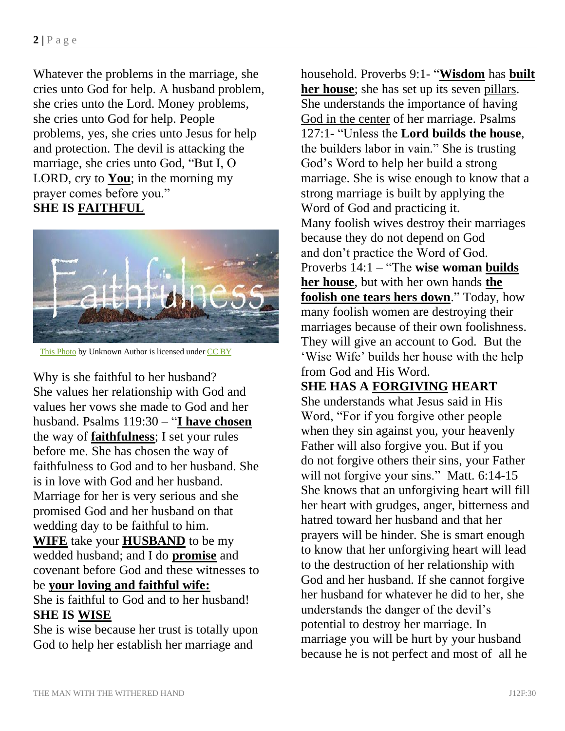Whatever the problems in the marriage, she cries unto God for help. A husband problem, she cries unto the Lord. Money problems, she cries unto God for help. People problems, yes, she cries unto Jesus for help and protection. The devil is attacking the marriage, she cries unto God, "But I, O LORD, cry to **<u>You</u>**; in the morning my prayer comes before you."

**SHE IS <u>FAITHFUL</u>**

This Photo by Unknown Author is licensed under CC BY

Why is she faithful to her husband? She values her relationship with God and values her vows she made to God and her husband. Psalms 119:30 – "**<u>I have chosen</u>** the way of **<u>faithfulness</u>**; I set your rules before me. She has chosen the way of faithfulness to God and to her husband. She is in love with God and her husband. Marriage for her is very serious and she promised God and her husband on that wedding day to be faithful to him.

**<u>WIFE</u>** take your **<u>HUSBAND</u>** to be my wedded husband; and I do **<u>promise</u>** and covenant before God and these witnesses to be **<u>your loving and faithful wife:</u>**

She is faithful to God and to her husband!

**SHE IS <u>WISE</u>**

She is wise because her trust is totally upon God to help her establish her marriage and household. Proverbs 9:1- "**<u>Wisdom</u>** has **<u>built her house</u>**; she has set up its seven <u>pillars</u>. She understands the importance of having <u>God in the center</u> of her marriage. Psalms 127:1- "Unless the **Lord builds the house**, the builders labor in vain." She is trusting God's Word to help her build a strong marriage. She is wise enough to know that a strong marriage is built by applying the Word of God and practicing it.

Many foolish wives destroy their marriages because they do not depend on God and don't practice the Word of God. Proverbs 14:1 – "The **wise woman <u>builds her house</u>**, but with her own hands **<u>the foolish one tears hers down</u>**." Today, how many foolish women are destroying their marriages because of their own foolishness. They will give an account to God. But the 'Wise Wife' builds her house with the help from God and His Word.

**SHE HAS A <u>FORGIVING</u> HEART**

She understands what Jesus said in His Word, "For if you forgive other people when they sin against you, your heavenly Father will also forgive you. But if you do not forgive others their sins, your Father will not forgive your sins." Matt. 6:14-15

She knows that an unforgiving heart will fill her heart with grudges, anger, bitterness and hatred toward her husband and that her prayers will be hinder. She is smart enough to know that her unforgiving heart will lead to the destruction of her relationship with God and her husband. If she cannot forgive her husband for whatever he did to her, she understands the danger of the devil's potential to destroy her marriage. In marriage you will be hurt by your husband because he is not perfect and most of all he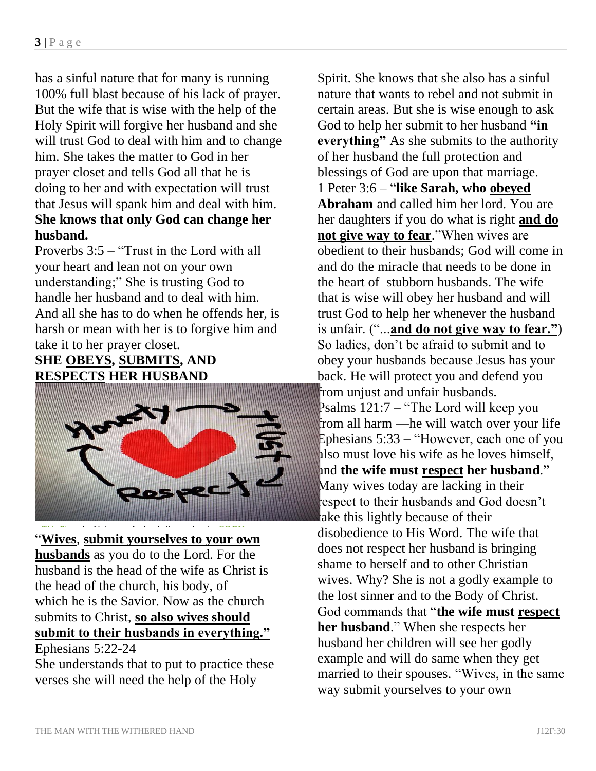has a sinful nature that for many is running 100% full blast because of his lack of prayer. But the wife that is wise with the help of the Holy Spirit will forgive her husband and she will trust God to deal with him and to change him. She takes the matter to God in her prayer closet and tells God all that he is doing to her and with expectation will trust that Jesus will spank him and deal with him. **She knows that only God can change her husband.**

Proverbs 3:5 – "Trust in the Lord with all your heart and lean not on your own understanding;" She is trusting God to handle her husband and to deal with him. And all she has to do when he offends her, is harsh or mean with her is to forgive him and take it to her prayer closet.

**SHE <u>OBEYS</u>, <u>SUBMITS</u>, AND <u>RESPECTS</u> HER HUSBAND**

"**<u>Wives</u>**, **<u>submit yourselves to your own husbands</u>** as you do to the Lord. For the husband is the head of the wife as Christ is the head of the church, his body, of which he is the Savior. Now as the church submits to Christ, **<u>so also wives should submit to their husbands in everything."</u>**

Ephesians 5:22-24

She understands that to put to practice these verses she will need the help of the Holy Spirit. She knows that she also has a sinful nature that wants to rebel and not submit in certain areas. But she is wise enough to ask God to help her submit to her husband **"in everything"** As she submits to the authority of her husband the full protection and blessings of God are upon that marriage.

1 Peter 3:6 – "**like Sarah, who <u>obeyed</u> Abraham** and called him her lord. You are her daughters if you do what is right **<u>and do not give way to fear</u>**."When wives are obedient to their husbands; God will come in and do the miracle that needs to be done in the heart of stubborn husbands. The wife that is wise will obey her husband and will trust God to help her whenever the husband is unfair. ("...**<u>and do not give way to fear."</u>**) So ladies, don't be afraid to submit and to obey your husbands because Jesus has your back. He will protect you and defend you from unjust and unfair husbands.

Psalms 121:7 – "The Lord will keep you from all harm —he will watch over your life

Ephesians 5:33 – "However, each one of you also must love his wife as he loves himself, and **the wife must <u>respect</u> her husband**."

Many wives today are <u>lacking</u> in their respect to their husbands and God doesn't take this lightly because of their disobedience to His Word. The wife that does not respect her husband is bringing shame to herself and to other Christian wives. Why? She is not a godly example to the lost sinner and to the Body of Christ. God commands that "**the wife must <u>respect</u> her husband**." When she respects her husband her children will see her godly example and will do same when they get married to their spouses. "Wives, in the same way submit yourselves to your own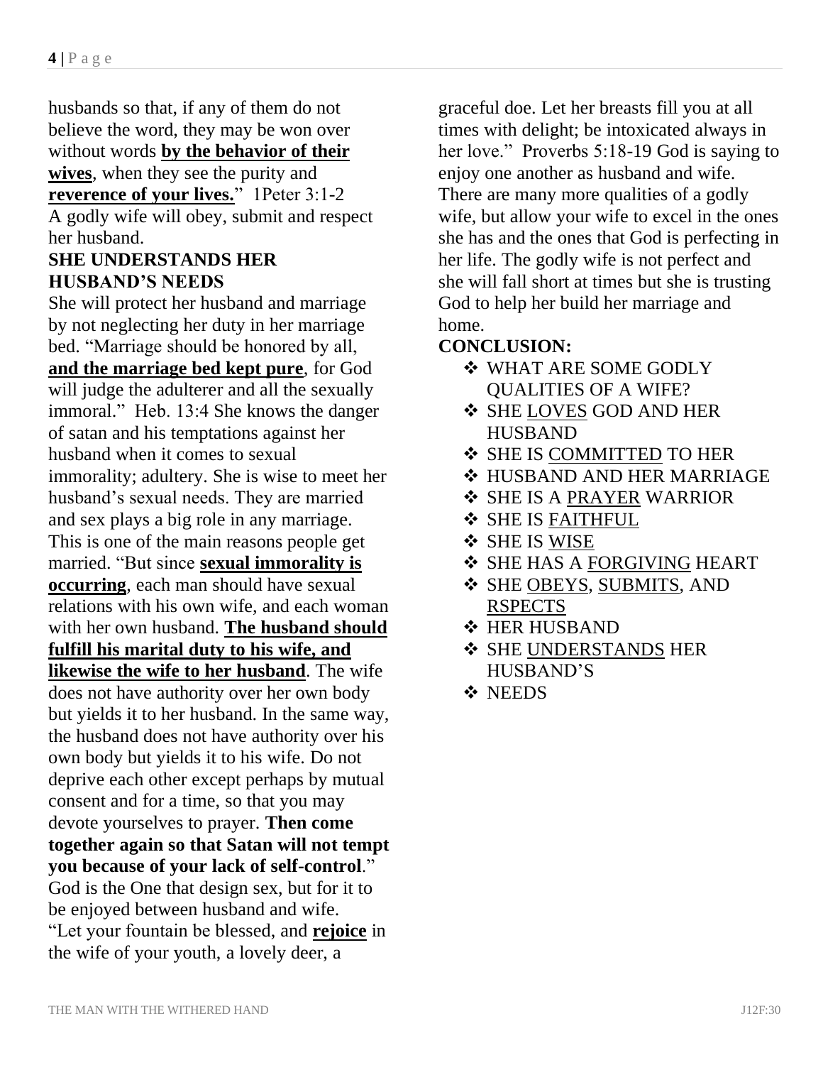husbands so that, if any of them do not believe the word, they may be won over without words **by the behavior of their wives**, when they see the purity and **reverence of your lives.**" 1Peter 3:1-2 A godly wife will obey, submit and respect her husband.

**SHE UNDERSTANDS HER HUSBAND'S NEEDS**

She will protect her husband and marriage by not neglecting her duty in her marriage bed. "Marriage should be honored by all, **and the marriage bed kept pure**, for God will judge the adulterer and all the sexually immoral." Heb. 13:4 She knows the danger of satan and his temptations against her husband when it comes to sexual immorality; adultery. She is wise to meet her husband's sexual needs. They are married and sex plays a big role in any marriage. This is one of the main reasons people get married. "But since **sexual immorality is occurring**, each man should have sexual relations with his own wife, and each woman with her own husband. **The husband should fulfill his marital duty to his wife, and likewise the wife to her husband**. The wife does not have authority over her own body but yields it to her husband. In the same way, the husband does not have authority over his own body but yields it to his wife. Do not deprive each other except perhaps by mutual consent and for a time, so that you may devote yourselves to prayer. **Then come together again so that Satan will not tempt you because of your lack of self-control**." God is the One that design sex, but for it to be enjoyed between husband and wife. "Let your fountain be blessed, and **rejoice** in the wife of your youth, a lovely deer, a graceful doe. Let her breasts fill you at all times with delight; be intoxicated always in her love." Proverbs 5:18-19 God is saying to enjoy one another as husband and wife. There are many more qualities of a godly wife, but allow your wife to excel in the ones she has and the ones that God is perfecting in her life. The godly wife is not perfect and she will fall short at times but she is trusting God to help her build her marriage and home.

**CONCLUSION:**

- WHAT ARE SOME GODLY QUALITIES OF A WIFE?
- SHE LOVES GOD AND HER HUSBAND
- SHE IS COMMITTED TO HER
- HUSBAND AND HER MARRIAGE
- SHE IS A PRAYER WARRIOR
- SHE IS FAITHFUL
- SHE IS WISE
- SHE HAS A FORGIVING HEART
- SHE OBEYS, SUBMITS, AND RSPECTS
- HER HUSBAND
- SHE UNDERSTANDS HER HUSBAND'S
- NEEDS